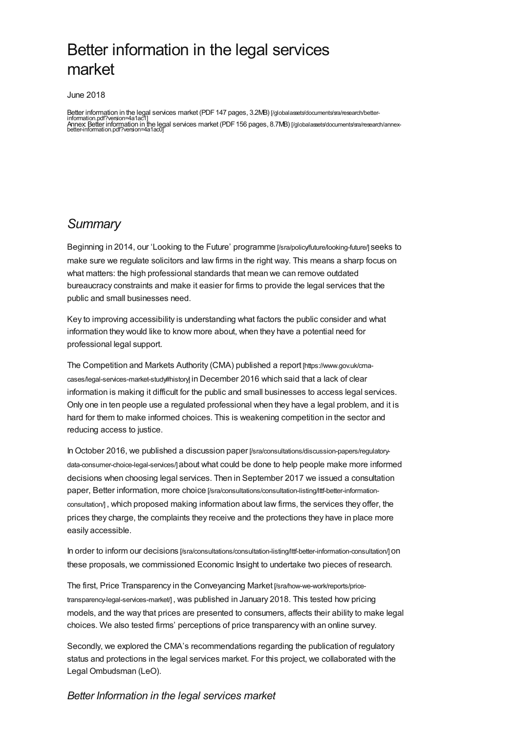# Better information in the legal services market

June 2018

Better information in the legal services market (PDF 147 pages, 3.2MB) [/globalassets/documents/sra/research/better-information.pdf?version=4a1ac1]
Annex: Better information in the legal services market (PDF 156 pages, 8.7MB) [/globalassets/documents/sra/research/annex-better-information.pdf?version=4a1ac0]

## *Summary*

Beginning in 2014, our 'Looking to the Future' programme [/sra/policy/future/looking-future/] seeks to make sure we regulate solicitors and law firms in the right way. This means a sharp focus on what matters: the high professional standards that mean we can remove outdated bureaucracy constraints and make it easier for firms to provide the legal services that the public and small businesses need.

Key to improving accessibility is understanding what factors the public consider and what information they would like to know more about, when they have a potential need for professional legal support.

The Competition and Markets Authority (CMA) published a report [https://www.gov.uk/cma-cases/legal-services-market-study#history] in December 2016 which said that a lack of clear information is making it difficult for the public and small businesses to access legal services. Only one in ten people use a regulated professional when they have a legal problem, and it is hard for them to make informed choices. This is weakening competition in the sector and reducing access to justice.

In October 2016, we published a discussion paper [/sra/consultations/discussion-papers/regulatory-data-consumer-choice-legal-services/] about what could be done to help people make more informed decisions when choosing legal services. Then in September 2017 we issued a consultation paper, Better information, more choice [/sra/consultations/consultation-listing/lttf-better-information-consultation/], which proposed making information about law firms, the services they offer, the prices they charge, the complaints they receive and the protections they have in place more easily accessible.

In order to inform our decisions [/sra/consultations/consultation-listing/lttf-better-information-consultation/] on these proposals, we commissioned Economic Insight to undertake two pieces of research.

The first, Price Transparency in the Conveyancing Market [/sra/how-we-work/reports/price-transparency-legal-services-market/], was published in January 2018. This tested how pricing models, and the way that prices are presented to consumers, affects their ability to make legal choices. We also tested firms' perceptions of price transparency with an online survey.

Secondly, we explored the CMA's recommendations regarding the publication of regulatory status and protections in the legal services market. For this project, we collaborated with the Legal Ombudsman (LeO).

### *Better Information in the legal services market*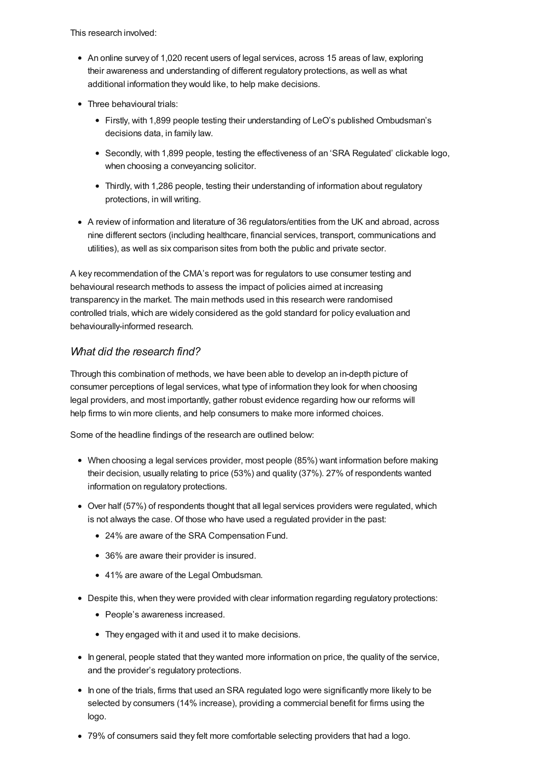This research involved:

- An online survey of 1,020 recent users of legal services, across 15 areas of law, exploring their awareness and understanding of different regulatory protections, as well as what additional information they would like, to help make decisions.
- Three behavioural trials:
  - Firstly, with 1,899 people testing their understanding of LeO's published Ombudsman's decisions data, in family law.
  - Secondly, with 1,899 people, testing the effectiveness of an 'SRA Regulated' clickable logo, when choosing a conveyancing solicitor.
  - Thirdly, with 1,286 people, testing their understanding of information about regulatory protections, in will writing.
- A review of information and literature of 36 regulators/entities from the UK and abroad, across nine different sectors (including healthcare, financial services, transport, communications and utilities), as well as six comparison sites from both the public and private sector.

A key recommendation of the CMA's report was for regulators to use consumer testing and behavioural research methods to assess the impact of policies aimed at increasing transparency in the market. The main methods used in this research were randomised controlled trials, which are widely considered as the gold standard for policy evaluation and behaviourally-informed research.

### *What did the research find?*

Through this combination of methods, we have been able to develop an in-depth picture of consumer perceptions of legal services, what type of information they look for when choosing legal providers, and most importantly, gather robust evidence regarding how our reforms will help firms to win more clients, and help consumers to make more informed choices.

Some of the headline findings of the research are outlined below:

- When choosing a legal services provider, most people (85%) want information before making their decision, usually relating to price (53%) and quality (37%). 27% of respondents wanted information on regulatory protections.
- Over half (57%) of respondents thought that all legal services providers were regulated, which is not always the case. Of those who have used a regulated provider in the past:
  - 24% are aware of the SRA Compensation Fund.
  - 36% are aware their provider is insured.
  - 41% are aware of the Legal Ombudsman.
- Despite this, when they were provided with clear information regarding regulatory protections:
  - People's awareness increased.
  - They engaged with it and used it to make decisions.
- In general, people stated that they wanted more information on price, the quality of the service, and the provider's regulatory protections.
- In one of the trials, firms that used an SRA regulated logo were significantly more likely to be selected by consumers (14% increase), providing a commercial benefit for firms using the logo.
- 79% of consumers said they felt more comfortable selecting providers that had a logo.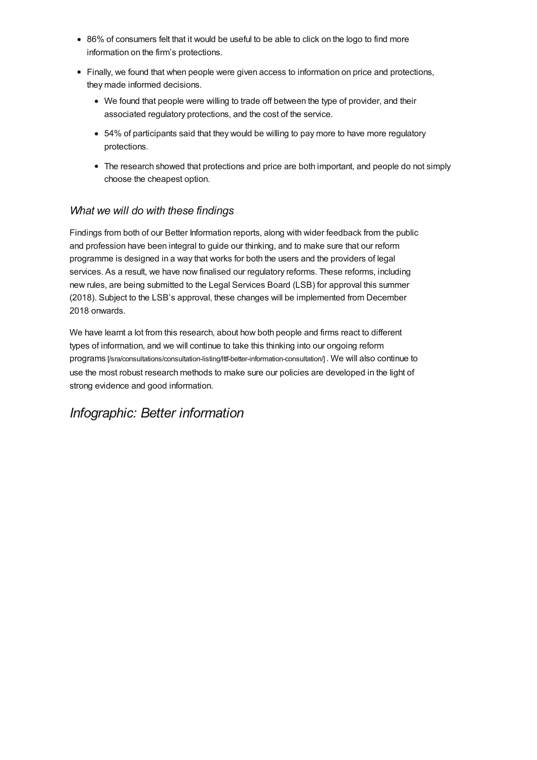- 86% of consumers felt that it would be useful to be able to click on the logo to find more information on the firm's protections.
- Finally, we found that when people were given access to information on price and protections, they made informed decisions.
  - We found that people were willing to trade off between the type of provider, and their associated regulatory protections, and the cost of the service.
  - 54% of participants said that they would be willing to pay more to have more regulatory protections.
  - The research showed that protections and price are both important, and people do not simply choose the cheapest option.

### *What we will do with these findings*

Findings from both of our Better Information reports, along with wider feedback from the public and profession have been integral to guide our thinking, and to make sure that our reform programme is designed in a way that works for both the users and the providers of legal services. As a result, we have now finalised our regulatory reforms. These reforms, including new rules, are being submitted to the Legal Services Board (LSB) for approval this summer (2018). Subject to the LSB's approval, these changes will be implemented from December 2018 onwards.

We have learnt a lot from this research, about how both people and firms react to different types of information, and we will continue to take this thinking into our ongoing reform programs [/sra/consultations/consultation-listing/lttf-better-information-consultation/]. We will also continue to use the most robust research methods to make sure our policies are developed in the light of strong evidence and good information.

## *Infographic: Better information*